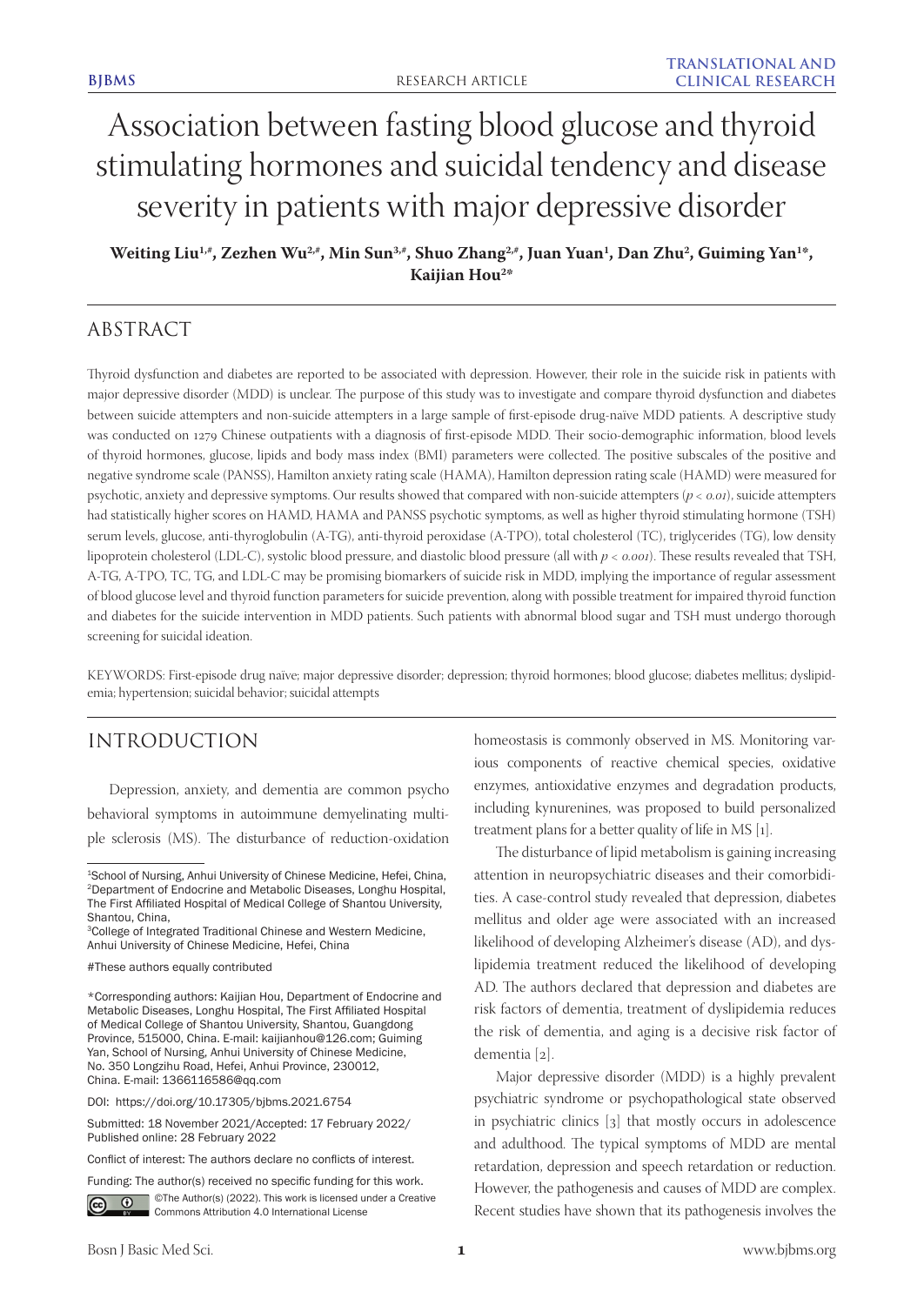# Association between fasting blood glucose and thyroid stimulating hormones and suicidal tendency and disease severity in patients with major depressive disorder

**Weiting Liu[1,#], Zezhen Wu[2,#], Min Sun[3,#], Shuo Zhang[2,#], Juan Yuan[1], Dan Zhu[2], Guiming Yan[1*], Kaijian Hou[2*]**

## ABSTRACT

Thyroid dysfunction and diabetes are reported to be associated with depression. However, their role in the suicide risk in patients with major depressive disorder (MDD) is unclear. The purpose of this study was to investigate and compare thyroid dysfunction and diabetes between suicide attempters and non-suicide attempters in a large sample of first-episode drug-naïve MDD patients. A descriptive study was conducted on 1279 Chinese outpatients with a diagnosis of first-episode MDD. Their socio-demographic information, blood levels of thyroid hormones, glucose, lipids and body mass index (BMI) parameters were collected. The positive subscales of the positive and negative syndrome scale (PANSS), Hamilton anxiety rating scale (HAMA), Hamilton depression rating scale (HAMD) were measured for psychotic, anxiety and depressive symptoms. Our results showed that compared with non-suicide attempters ($p < 0.01$), suicide attempters had statistically higher scores on HAMD, HAMA and PANSS psychotic symptoms, as well as higher thyroid stimulating hormone (TSH) serum levels, glucose, anti-thyroglobulin (A-TG), anti-thyroid peroxidase (A-TPO), total cholesterol (TC), triglycerides (TG), low density lipoprotein cholesterol (LDL-C), systolic blood pressure, and diastolic blood pressure (all with $p < 0.001$). These results revealed that TSH, A-TG, A-TPO, TC, TG, and LDL-C may be promising biomarkers of suicide risk in MDD, implying the importance of regular assessment of blood glucose level and thyroid function parameters for suicide prevention, along with possible treatment for impaired thyroid function and diabetes for the suicide intervention in MDD patients. Such patients with abnormal blood sugar and TSH must undergo thorough screening for suicidal ideation.

KEYWORDS: First-episode drug naïve; major depressive disorder; depression; thyroid hormones; blood glucose; diabetes mellitus; dyslipidemia; hypertension; suicidal behavior; suicidal attempts

## INTRODUCTION

Depression, anxiety, and dementia are common psycho behavioral symptoms in autoimmune demyelinating multiple sclerosis (MS). The disturbance of reduction-oxidation homeostasis is commonly observed in MS. Monitoring various components of reactive chemical species, oxidative enzymes, antioxidative enzymes and degradation products, including kynurenines, was proposed to build personalized treatment plans for a better quality of life in MS [1].

The disturbance of lipid metabolism is gaining increasing attention in neuropsychiatric diseases and their comorbidities. A case-control study revealed that depression, diabetes mellitus and older age were associated with an increased likelihood of developing Alzheimer's disease (AD), and dyslipidemia treatment reduced the likelihood of developing AD. The authors declared that depression and diabetes are risk factors of dementia, treatment of dyslipidemia reduces the risk of dementia, and aging is a decisive risk factor of dementia [2].

Major depressive disorder (MDD) is a highly prevalent psychiatric syndrome or psychopathological state observed in psychiatric clinics [3] that mostly occurs in adolescence and adulthood. The typical symptoms of MDD are mental retardation, depression and speech retardation or reduction. However, the pathogenesis and causes of MDD are complex. Recent studies have shown that its pathogenesis involves the

---

[1]School of Nursing, Anhui University of Chinese Medicine, Hefei, China,
[2]Department of Endocrine and Metabolic Diseases, Longhu Hospital, The First Affiliated Hospital of Medical College of Shantou University, Shantou, China,
[3]College of Integrated Traditional Chinese and Western Medicine, Anhui University of Chinese Medicine, Hefei, China

#These authors equally contributed

*Corresponding authors: Kaijian Hou, Department of Endocrine and Metabolic Diseases, Longhu Hospital, The First Affiliated Hospital of Medical College of Shantou University, Shantou, Guangdong Province, 515000, China. E-mail: kaijianhou@126.com; Guiming Yan, School of Nursing, Anhui University of Chinese Medicine, No. 350 Longzihu Road, Hefei, Anhui Province, 230012, China. E-mail: 1366116586@qq.com

DOI: https://doi.org/10.17305/bjbms.2021.6754

Submitted: 18 November 2021/Accepted: 17 February 2022/ Published online: 28 February 2022

Conflict of interest: The authors declare no conflicts of interest.

Funding: The author(s) received no specific funding for this work.

©The Author(s) (2022). This work is licensed under a Creative Commons Attribution 4.0 International License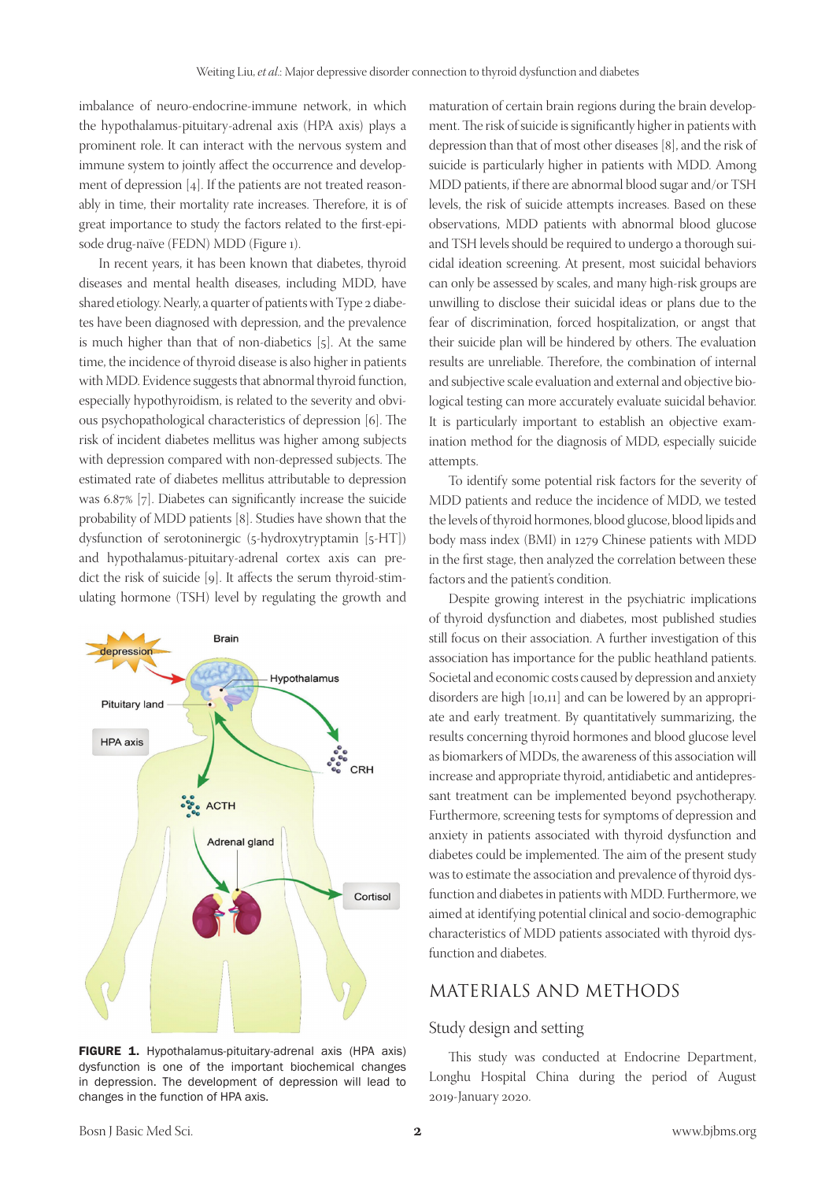imbalance of neuro-endocrine-immune network, in which the hypothalamus-pituitary-adrenal axis (HPA axis) plays a prominent role. It can interact with the nervous system and immune system to jointly affect the occurrence and development of depression [4]. If the patients are not treated reasonably in time, their mortality rate increases. Therefore, it is of great importance to study the factors related to the first-episode drug-naïve (FEDN) MDD (Figure 1).

In recent years, it has been known that diabetes, thyroid diseases and mental health diseases, including MDD, have shared etiology. Nearly, a quarter of patients with Type 2 diabetes have been diagnosed with depression, and the prevalence is much higher than that of non-diabetics [5]. At the same time, the incidence of thyroid disease is also higher in patients with MDD. Evidence suggests that abnormal thyroid function, especially hypothyroidism, is related to the severity and obvious psychopathological characteristics of depression [6]. The risk of incident diabetes mellitus was higher among subjects with depression compared with non-depressed subjects. The estimated rate of diabetes mellitus attributable to depression was 6.87% [7]. Diabetes can significantly increase the suicide probability of MDD patients [8]. Studies have shown that the dysfunction of serotoninergic (5-hydroxytryptamin [5-HT]) and hypothalamus-pituitary-adrenal cortex axis can predict the risk of suicide [9]. It affects the serum thyroid-stimulating hormone (TSH) level by regulating the growth and maturation of certain brain regions during the brain development. The risk of suicide is significantly higher in patients with depression than that of most other diseases [8], and the risk of suicide is particularly higher in patients with MDD. Among MDD patients, if there are abnormal blood sugar and/or TSH levels, the risk of suicide attempts increases. Based on these observations, MDD patients with abnormal blood glucose and TSH levels should be required to undergo a thorough suicidal ideation screening. At present, most suicidal behaviors can only be assessed by scales, and many high-risk groups are unwilling to disclose their suicidal ideas or plans due to the fear of discrimination, forced hospitalization, or angst that their suicide plan will be hindered by others. The evaluation results are unreliable. Therefore, the combination of internal and subjective scale evaluation and external and objective biological testing can more accurately evaluate suicidal behavior. It is particularly important to establish an objective examination method for the diagnosis of MDD, especially suicide attempts.

FIGURE 1. Hypothalamus-pituitary-adrenal axis (HPA axis) dysfunction is one of the important biochemical changes in depression. The development of depression will lead to changes in the function of HPA axis.

To identify some potential risk factors for the severity of MDD patients and reduce the incidence of MDD, we tested the levels of thyroid hormones, blood glucose, blood lipids and body mass index (BMI) in 1279 Chinese patients with MDD in the first stage, then analyzed the correlation between these factors and the patient's condition.

Despite growing interest in the psychiatric implications of thyroid dysfunction and diabetes, most published studies still focus on their association. A further investigation of this association has importance for the public heathland patients. Societal and economic costs caused by depression and anxiety disorders are high [10,11] and can be lowered by an appropriate and early treatment. By quantitatively summarizing, the results concerning thyroid hormones and blood glucose level as biomarkers of MDDs, the awareness of this association will increase and appropriate thyroid, antidiabetic and antidepressant treatment can be implemented beyond psychotherapy. Furthermore, screening tests for symptoms of depression and anxiety in patients associated with thyroid dysfunction and diabetes could be implemented. The aim of the present study was to estimate the association and prevalence of thyroid dysfunction and diabetes in patients with MDD. Furthermore, we aimed at identifying potential clinical and socio-demographic characteristics of MDD patients associated with thyroid dysfunction and diabetes.

# MATERIALS AND METHODS

## Study design and setting

This study was conducted at Endocrine Department, Longhu Hospital China during the period of August 2019-January 2020.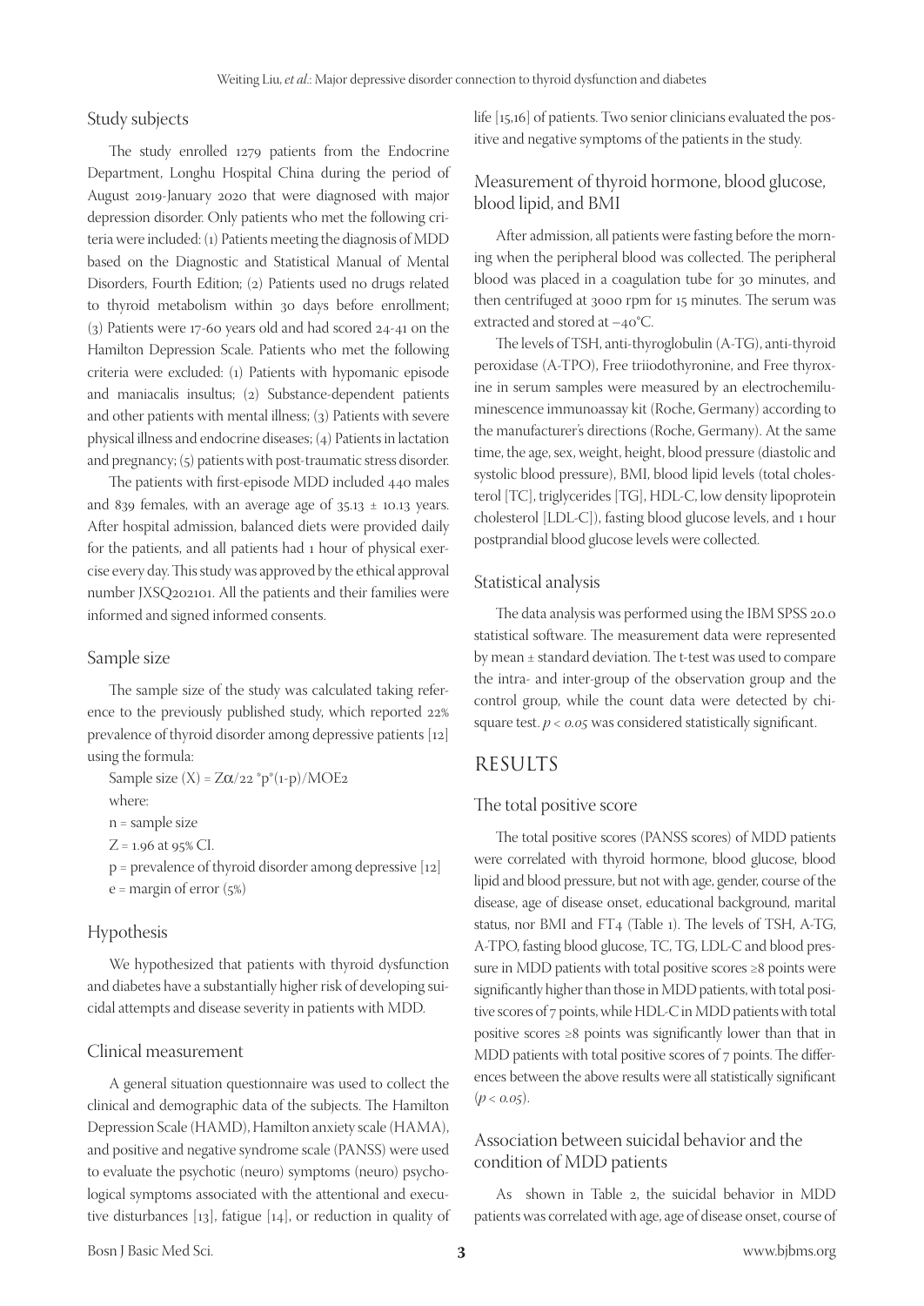### Study subjects

The study enrolled 1279 patients from the Endocrine Department, Longhu Hospital China during the period of August 2019-January 2020 that were diagnosed with major depression disorder. Only patients who met the following criteria were included: (1) Patients meeting the diagnosis of MDD based on the Diagnostic and Statistical Manual of Mental Disorders, Fourth Edition; (2) Patients used no drugs related to thyroid metabolism within 30 days before enrollment; (3) Patients were 17-60 years old and had scored 24-41 on the Hamilton Depression Scale. Patients who met the following criteria were excluded: (1) Patients with hypomanic episode and maniacalis insultus; (2) Substance-dependent patients and other patients with mental illness; (3) Patients with severe physical illness and endocrine diseases; (4) Patients in lactation and pregnancy; (5) patients with post-traumatic stress disorder.

The patients with first-episode MDD included 440 males and 839 females, with an average age of 35.13 ± 10.13 years. After hospital admission, balanced diets were provided daily for the patients, and all patients had 1 hour of physical exercise every day. This study was approved by the ethical approval number JXSQ202101. All the patients and their families were informed and signed informed consents.

### Sample size

The sample size of the study was calculated taking reference to the previously published study, which reported 22% prevalence of thyroid disorder among depressive patients [12] using the formula:

Sample size (X) = $Z\alpha/22$ *p*(1-p)/MOE2

where:

n = sample size

Z = 1.96 at 95% CI.

p = prevalence of thyroid disorder among depressive [12]

e = margin of error (5%)

### Hypothesis

We hypothesized that patients with thyroid dysfunction and diabetes have a substantially higher risk of developing suicidal attempts and disease severity in patients with MDD.

### Clinical measurement

A general situation questionnaire was used to collect the clinical and demographic data of the subjects. The Hamilton Depression Scale (HAMD), Hamilton anxiety scale (HAMA), and positive and negative syndrome scale (PANSS) were used to evaluate the psychotic (neuro) symptoms (neuro) psychological symptoms associated with the attentional and executive disturbances [13], fatigue [14], or reduction in quality of life [15,16] of patients. Two senior clinicians evaluated the positive and negative symptoms of the patients in the study.

### Measurement of thyroid hormone, blood glucose, blood lipid, and BMI

After admission, all patients were fasting before the morning when the peripheral blood was collected. The peripheral blood was placed in a coagulation tube for 30 minutes, and then centrifuged at 3000 rpm for 15 minutes. The serum was extracted and stored at −40°C.

The levels of TSH, anti-thyroglobulin (A-TG), anti-thyroid peroxidase (A-TPO), Free triiodothyronine, and Free thyroxine in serum samples were measured by an electrochemiluminescence immunoassay kit (Roche, Germany) according to the manufacturer's directions (Roche, Germany). At the same time, the age, sex, weight, height, blood pressure (diastolic and systolic blood pressure), BMI, blood lipid levels (total cholesterol [TC], triglycerides [TG], HDL-C, low density lipoprotein cholesterol [LDL-C]), fasting blood glucose levels, and 1 hour postprandial blood glucose levels were collected.

### Statistical analysis

The data analysis was performed using the IBM SPSS 20.0 statistical software. The measurement data were represented by mean ± standard deviation. The t-test was used to compare the intra- and inter-group of the observation group and the control group, while the count data were detected by chi-square test. $p < 0.05$ was considered statistically significant.

## RESULTS

### The total positive score

The total positive scores (PANSS scores) of MDD patients were correlated with thyroid hormone, blood glucose, blood lipid and blood pressure, but not with age, gender, course of the disease, age of disease onset, educational background, marital status, nor BMI and FT4 (Table 1). The levels of TSH, A-TG, A-TPO, fasting blood glucose, TC, TG, LDL-C and blood pressure in MDD patients with total positive scores ≥8 points were significantly higher than those in MDD patients, with total positive scores of 7 points, while HDL-C in MDD patients with total positive scores ≥8 points was significantly lower than that in MDD patients with total positive scores of 7 points. The differences between the above results were all statistically significant ($p < 0.05$).

### Association between suicidal behavior and the condition of MDD patients

As shown in Table 2, the suicidal behavior in MDD patients was correlated with age, age of disease onset, course of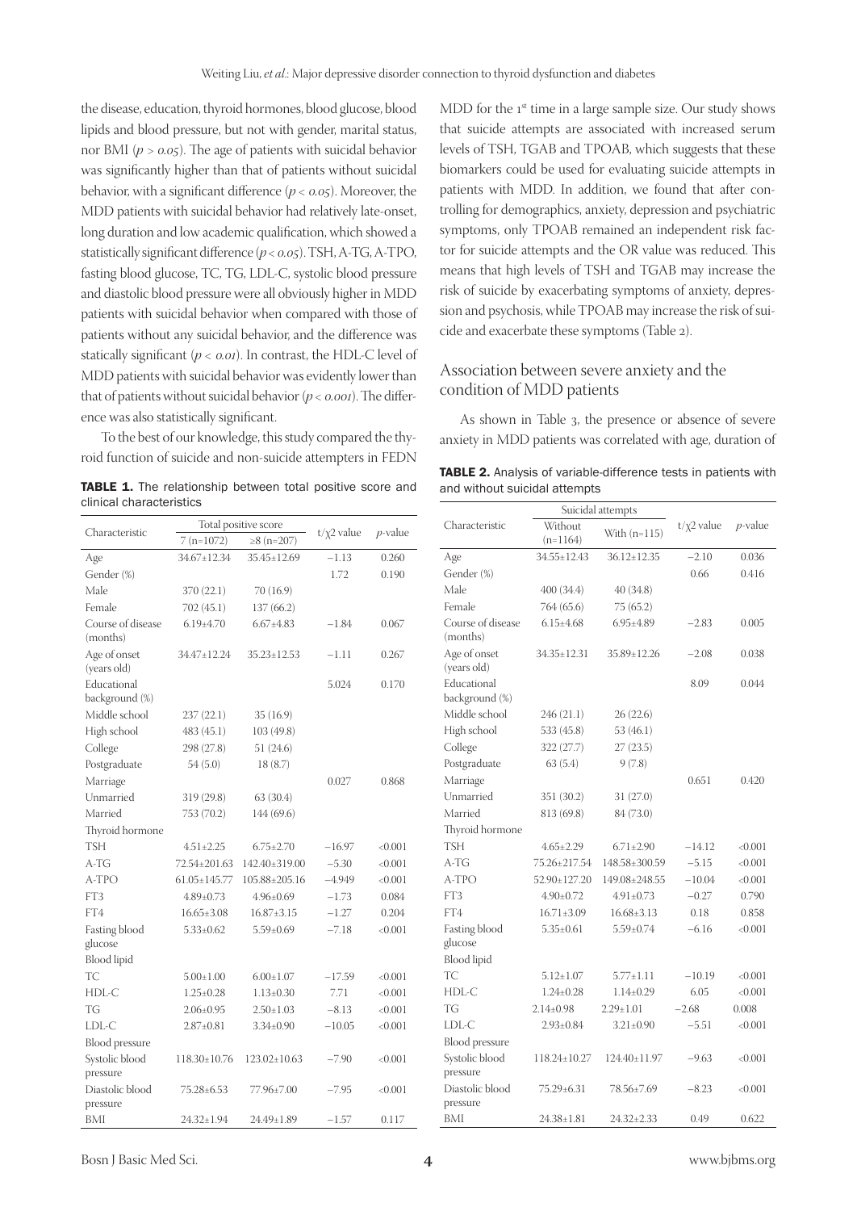the disease, education, thyroid hormones, blood glucose, blood lipids and blood pressure, but not with gender, marital status, nor BMI ($p > 0.05$). The age of patients with suicidal behavior was significantly higher than that of patients without suicidal behavior, with a significant difference ($p < 0.05$). Moreover, the MDD patients with suicidal behavior had relatively late-onset, long duration and low academic qualification, which showed a statistically significant difference ($p < 0.05$). TSH, A-TG, A-TPO, fasting blood glucose, TC, TG, LDL-C, systolic blood pressure and diastolic blood pressure were all obviously higher in MDD patients with suicidal behavior when compared with those of patients without any suicidal behavior, and the difference was statically significant ($p < 0.01$). In contrast, the HDL-C level of MDD patients with suicidal behavior was evidently lower than that of patients without suicidal behavior ($p < 0.001$). The difference was also statistically significant.

To the best of our knowledge, this study compared the thyroid function of suicide and non-suicide attempters in FEDN MDD for the 1st time in a large sample size. Our study shows that suicide attempts are associated with increased serum levels of TSH, TGAB and TPOAB, which suggests that these biomarkers could be used for evaluating suicide attempts in patients with MDD. In addition, we found that after controlling for demographics, anxiety, depression and psychiatric symptoms, only TPOAB remained an independent risk factor for suicide attempts and the OR value was reduced. This means that high levels of TSH and TGAB may increase the risk of suicide by exacerbating symptoms of anxiety, depression and psychosis, while TPOAB may increase the risk of suicide and exacerbate these symptoms (Table 2).

**TABLE 1.** The relationship between total positive score and clinical characteristics

| Characteristic | Total positive score | | $t/\chi 2$ value | *p*-value |
|---|---|---|---|---|
| | 7 (n=1072) | ≥8 (n=207) | | |
| Age | 34.67±12.34 | 35.45±12.69 | −1.13 | 0.260 |
| Gender (%) | | | 1.72 | 0.190 |
| Male | 370 (22.1) | 70 (16.9) | | |
| Female | 702 (45.1) | 137 (66.2) | | |
| Course of disease (months) | 6.19±4.70 | 6.67±4.83 | −1.84 | 0.067 |
| Age of onset (years old) | 34.47±12.24 | 35.23±12.53 | −1.11 | 0.267 |
| Educational background (%) | | | 5.024 | 0.170 |
| Middle school | 237 (22.1) | 35 (16.9) | | |
| High school | 483 (45.1) | 103 (49.8) | | |
| College | 298 (27.8) | 51 (24.6) | | |
| Postgraduate | 54 (5.0) | 18 (8.7) | | |
| Marriage | | | 0.027 | 0.868 |
| Unmarried | 319 (29.8) | 63 (30.4) | | |
| Married | 753 (70.2) | 144 (69.6) | | |
| Thyroid hormone | | | | |
| TSH | 4.51±2.25 | 6.75±2.70 | −16.97 | <0.001 |
| A-TG | 72.54±201.63 | 142.40±319.00 | −5.30 | <0.001 |
| A-TPO | 61.05±145.77 | 105.88±205.16 | −4.949 | <0.001 |
| FT3 | 4.89±0.73 | 4.96±0.69 | −1.73 | 0.084 |
| FT4 | 16.65±3.08 | 16.87±3.15 | −1.27 | 0.204 |
| Fasting blood glucose | 5.33±0.62 | 5.59±0.69 | −7.18 | <0.001 |
| Blood lipid | | | | |
| TC | 5.00±1.00 | 6.00±1.07 | −17.59 | <0.001 |
| HDL-C | 1.25±0.28 | 1.13±0.30 | 7.71 | <0.001 |
| TG | 2.06±0.95 | 2.50±1.03 | −8.13 | <0.001 |
| LDL-C | 2.87±0.81 | 3.34±0.90 | −10.05 | <0.001 |
| Blood pressure | | | | |
| Systolic blood pressure | 118.30±10.76 | 123.02±10.63 | −7.90 | <0.001 |
| Diastolic blood pressure | 75.28±6.53 | 77.96±7.00 | −7.95 | <0.001 |
| BMI | 24.32±1.94 | 24.49±1.89 | −1.57 | 0.117 |

## Association between severe anxiety and the condition of MDD patients

As shown in Table 3, the presence or absence of severe anxiety in MDD patients was correlated with age, duration of

**TABLE 2.** Analysis of variable-difference tests in patients with and without suicidal attempts

| Characteristic | Suicidal attempts | | $t/\chi 2$ value | *p*-value |
|---|---|---|---|---|
| | Without (n=1164) | With (n=115) | | |
| Age | 34.55±12.43 | 36.12±12.35 | −2.10 | 0.036 |
| Gender (%) | | | 0.66 | 0.416 |
| Male | 400 (34.4) | 40 (34.8) | | |
| Female | 764 (65.6) | 75 (65.2) | | |
| Course of disease (months) | 6.15±4.68 | 6.95±4.89 | −2.83 | 0.005 |
| Age of onset (years old) | 34.35±12.31 | 35.89±12.26 | −2.08 | 0.038 |
| Educational background (%) | | | 8.09 | 0.044 |
| Middle school | 246 (21.1) | 26 (22.6) | | |
| High school | 533 (45.8) | 53 (46.1) | | |
| College | 322 (27.7) | 27 (23.5) | | |
| Postgraduate | 63 (5.4) | 9 (7.8) | | |
| Marriage | | | 0.651 | 0.420 |
| Unmarried | 351 (30.2) | 31 (27.0) | | |
| Married | 813 (69.8) | 84 (73.0) | | |
| Thyroid hormone | | | | |
| TSH | 4.65±2.29 | 6.71±2.90 | −14.12 | <0.001 |
| A-TG | 75.26±217.54 | 148.58±300.59 | −5.15 | <0.001 |
| A-TPO | 52.90±127.20 | 149.08±248.55 | −10.04 | <0.001 |
| FT3 | 4.90±0.72 | 4.91±0.73 | −0.27 | 0.790 |
| FT4 | 16.71±3.09 | 16.68±3.13 | 0.18 | 0.858 |
| Fasting blood glucose | 5.35±0.61 | 5.59±0.74 | −6.16 | <0.001 |
| Blood lipid | | | | |
| TC | 5.12±1.07 | 5.77±1.11 | −10.19 | <0.001 |
| HDL-C | 1.24±0.28 | 1.14±0.29 | 6.05 | <0.001 |
| TG | 2.14±0.98 | 2.29±1.01 | −2.68 | 0.008 |
| LDL-C | 2.93±0.84 | 3.21±0.90 | −5.51 | <0.001 |
| Blood pressure | | | | |
| Systolic blood pressure | 118.24±10.27 | 124.40±11.97 | −9.63 | <0.001 |
| Diastolic blood pressure | 75.29±6.31 | 78.56±7.69 | −8.23 | <0.001 |
| BMI | 24.38±1.81 | 24.32±2.33 | 0.49 | 0.622 |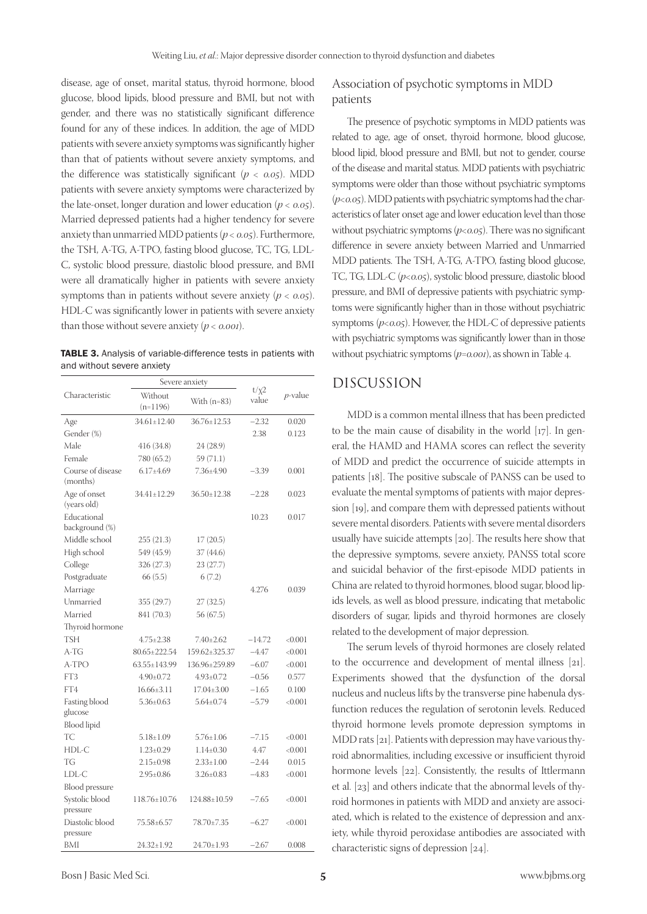disease, age of onset, marital status, thyroid hormone, blood glucose, blood lipids, blood pressure and BMI, but not with gender, and there was no statistically significant difference found for any of these indices. In addition, the age of MDD patients with severe anxiety symptoms was significantly higher than that of patients without severe anxiety symptoms, and the difference was statistically significant ($p < 0.05$). MDD patients with severe anxiety symptoms were characterized by the late-onset, longer duration and lower education ($p < 0.05$). Married depressed patients had a higher tendency for severe anxiety than unmarried MDD patients ($p < 0.05$). Furthermore, the TSH, A-TG, A-TPO, fasting blood glucose, TC, TG, LDL-C, systolic blood pressure, diastolic blood pressure, and BMI were all dramatically higher in patients with severe anxiety symptoms than in patients without severe anxiety ($p < 0.05$). HDL-C was significantly lower in patients with severe anxiety than those without severe anxiety ($p < 0.001$).

**TABLE 3.** Analysis of variable-difference tests in patients with and without severe anxiety

| Characteristic | Severe anxiety | | $t/\chi^2$ value | $p$-value |
|---|---|---|---|---|
| | Without (n=1196) | With (n=83) | | |
| Age | 34.61±12.40 | 36.76±12.53 | −2.32 | 0.020 |
| Gender (%) | | | 2.38 | 0.123 |
| Male | 416 (34.8) | 24 (28.9) | | |
| Female | 780 (65.2) | 59 (71.1) | | |
| Course of disease (months) | 6.17±4.69 | 7.36±4.90 | −3.39 | 0.001 |
| Age of onset (years old) | 34.41±12.29 | 36.50±12.38 | −2.28 | 0.023 |
| Educational background (%) | | | 10.23 | 0.017 |
| Middle school | 255 (21.3) | 17 (20.5) | | |
| High school | 549 (45.9) | 37 (44.6) | | |
| College | 326 (27.3) | 23 (27.7) | | |
| Postgraduate | 66 (5.5) | 6 (7.2) | | |
| Marriage | | | 4.276 | 0.039 |
| Unmarried | 355 (29.7) | 27 (32.5) | | |
| Married | 841 (70.3) | 56 (67.5) | | |
| Thyroid hormone | | | | |
| TSH | 4.75±2.38 | 7.40±2.62 | −14.72 | <0.001 |
| A-TG | 80.65±222.54 | 159.62±325.37 | −4.47 | <0.001 |
| A-TPO | 63.55±143.99 | 136.96±259.89 | −6.07 | <0.001 |
| FT3 | 4.90±0.72 | 4.93±0.72 | −0.56 | 0.577 |
| FT4 | 16.66±3.11 | 17.04±3.00 | −1.65 | 0.100 |
| Fasting blood glucose | 5.36±0.63 | 5.64±0.74 | −5.79 | <0.001 |
| Blood lipid | | | | |
| TC | 5.18±1.09 | 5.76±1.06 | −7.15 | <0.001 |
| HDL-C | 1.23±0.29 | 1.14±0.30 | 4.47 | <0.001 |
| TG | 2.15±0.98 | 2.33±1.00 | −2.44 | 0.015 |
| LDL-C | 2.95±0.86 | 3.26±0.83 | −4.83 | <0.001 |
| Blood pressure | | | | |
| Systolic blood pressure | 118.76±10.76 | 124.88±10.59 | −7.65 | <0.001 |
| Diastolic blood pressure | 75.58±6.57 | 78.70±7.35 | −6.27 | <0.001 |
| BMI | 24.32±1.92 | 24.70±1.93 | −2.67 | 0.008 |

## Association of psychotic symptoms in MDD patients

The presence of psychotic symptoms in MDD patients was related to age, age of onset, thyroid hormone, blood glucose, blood lipid, blood pressure and BMI, but not to gender, course of the disease and marital status. MDD patients with psychiatric symptoms were older than those without psychiatric symptoms ($p<0.05$). MDD patients with psychiatric symptoms had the characteristics of later onset age and lower education level than those without psychiatric symptoms ($p<0.05$). There was no significant difference in severe anxiety between Married and Unmarried MDD patients. The TSH, A-TG, A-TPO, fasting blood glucose, TC, TG, LDL-C ($p<0.05$), systolic blood pressure, diastolic blood pressure, and BMI of depressive patients with psychiatric symptoms were significantly higher than in those without psychiatric symptoms ($p<0.05$). However, the HDL-C of depressive patients with psychiatric symptoms was significantly lower than in those without psychiatric symptoms ($p=0.001$), as shown in Table 4.

# DISCUSSION

MDD is a common mental illness that has been predicted to be the main cause of disability in the world [17]. In general, the HAMD and HAMA scores can reflect the severity of MDD and predict the occurrence of suicide attempts in patients [18]. The positive subscale of PANSS can be used to evaluate the mental symptoms of patients with major depression [19], and compare them with depressed patients without severe mental disorders. Patients with severe mental disorders usually have suicide attempts [20]. The results here show that the depressive symptoms, severe anxiety, PANSS total score and suicidal behavior of the first-episode MDD patients in China are related to thyroid hormones, blood sugar, blood lipids levels, as well as blood pressure, indicating that metabolic disorders of sugar, lipids and thyroid hormones are closely related to the development of major depression.

The serum levels of thyroid hormones are closely related to the occurrence and development of mental illness [21]. Experiments showed that the dysfunction of the dorsal nucleus and nucleus lifts by the transverse pine habenula dysfunction reduces the regulation of serotonin levels. Reduced thyroid hormone levels promote depression symptoms in MDD rats [21]. Patients with depression may have various thyroid abnormalities, including excessive or insufficient thyroid hormone levels [22]. Consistently, the results of Ittlermann et al. [23] and others indicate that the abnormal levels of thyroid hormones in patients with MDD and anxiety are associated, which is related to the existence of depression and anxiety, while thyroid peroxidase antibodies are associated with characteristic signs of depression [24].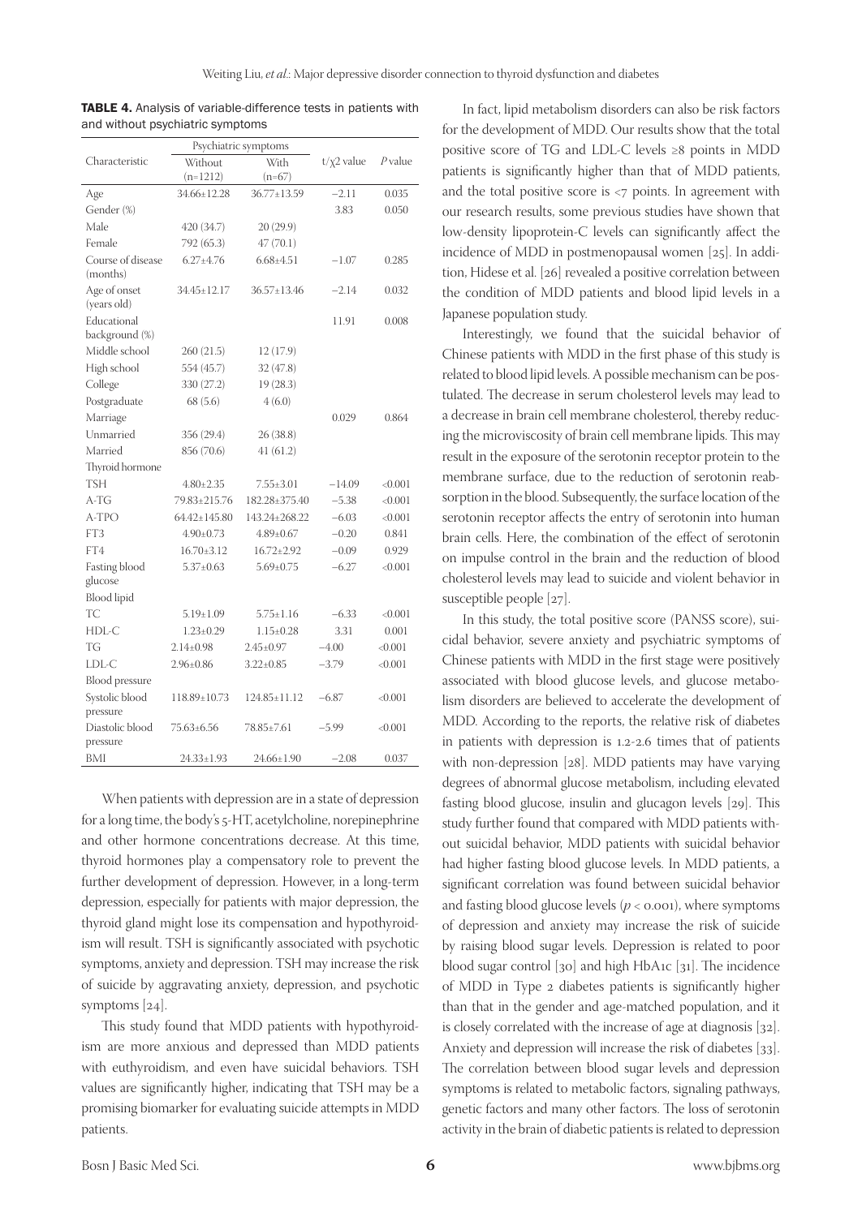**TABLE 4.** Analysis of variable-difference tests in patients with and without psychiatric symptoms

| Characteristic | Psychiatric symptoms | | t/$\chi$2 value | P value |
|---|---|---|---|---|
| | Without (n=1212) | With (n=67) | | |
| Age | 34.66±12.28 | 36.77±13.59 | −2.11 | 0.035 |
| Gender (%) | | | 3.83 | 0.050 |
| Male | 420 (34.7) | 20 (29.9) | | |
| Female | 792 (65.3) | 47 (70.1) | | |
| Course of disease (months) | 6.27±4.76 | 6.68±4.51 | −1.07 | 0.285 |
| Age of onset (years old) | 34.45±12.17 | 36.57±13.46 | −2.14 | 0.032 |
| Educational background (%) | | | 11.91 | 0.008 |
| Middle school | 260 (21.5) | 12 (17.9) | | |
| High school | 554 (45.7) | 32 (47.8) | | |
| College | 330 (27.2) | 19 (28.3) | | |
| Postgraduate | 68 (5.6) | 4 (6.0) | | |
| Marriage | | | 0.029 | 0.864 |
| Unmarried | 356 (29.4) | 26 (38.8) | | |
| Married | 856 (70.6) | 41 (61.2) | | |
| Thyroid hormone | | | | |
| TSH | 4.80±2.35 | 7.55±3.01 | −14.09 | <0.001 |
| A-TG | 79.83±215.76 | 182.28±375.40 | −5.38 | <0.001 |
| A-TPO | 64.42±145.80 | 143.24±268.22 | −6.03 | <0.001 |
| FT3 | 4.90±0.73 | 4.89±0.67 | −0.20 | 0.841 |
| FT4 | 16.70±3.12 | 16.72±2.92 | −0.09 | 0.929 |
| Fasting blood glucose | 5.37±0.63 | 5.69±0.75 | −6.27 | <0.001 |
| Blood lipid | | | | |
| TC | 5.19±1.09 | 5.75±1.16 | −6.33 | <0.001 |
| HDL-C | 1.23±0.29 | 1.15±0.28 | 3.31 | 0.001 |
| TG | 2.14±0.98 | 2.45±0.97 | −4.00 | <0.001 |
| LDL-C | 2.96±0.86 | 3.22±0.85 | −3.79 | <0.001 |
| Blood pressure | | | | |
| Systolic blood pressure | 118.89±10.73 | 124.85±11.12 | −6.87 | <0.001 |
| Diastolic blood pressure | 75.63±6.56 | 78.85±7.61 | −5.99 | <0.001 |
| BMI | 24.33±1.93 | 24.66±1.90 | −2.08 | 0.037 |

When patients with depression are in a state of depression for a long time, the body's 5-HT, acetylcholine, norepinephrine and other hormone concentrations decrease. At this time, thyroid hormones play a compensatory role to prevent the further development of depression. However, in a long-term depression, especially for patients with major depression, the thyroid gland might lose its compensation and hypothyroidism will result. TSH is significantly associated with psychotic symptoms, anxiety and depression. TSH may increase the risk of suicide by aggravating anxiety, depression, and psychotic symptoms [24].

This study found that MDD patients with hypothyroidism are more anxious and depressed than MDD patients with euthyroidism, and even have suicidal behaviors. TSH values are significantly higher, indicating that TSH may be a promising biomarker for evaluating suicide attempts in MDD patients.

In fact, lipid metabolism disorders can also be risk factors for the development of MDD. Our results show that the total positive score of TG and LDL-C levels ≥8 points in MDD patients is significantly higher than that of MDD patients, and the total positive score is <7 points. In agreement with our research results, some previous studies have shown that low-density lipoprotein-C levels can significantly affect the incidence of MDD in postmenopausal women [25]. In addition, Hidese et al. [26] revealed a positive correlation between the condition of MDD patients and blood lipid levels in a Japanese population study.

Interestingly, we found that the suicidal behavior of Chinese patients with MDD in the first phase of this study is related to blood lipid levels. A possible mechanism can be postulated. The decrease in serum cholesterol levels may lead to a decrease in brain cell membrane cholesterol, thereby reducing the microviscosity of brain cell membrane lipids. This may result in the exposure of the serotonin receptor protein to the membrane surface, due to the reduction of serotonin reabsorption in the blood. Subsequently, the surface location of the serotonin receptor affects the entry of serotonin into human brain cells. Here, the combination of the effect of serotonin on impulse control in the brain and the reduction of blood cholesterol levels may lead to suicide and violent behavior in susceptible people [27].

In this study, the total positive score (PANSS score), suicidal behavior, severe anxiety and psychiatric symptoms of Chinese patients with MDD in the first stage were positively associated with blood glucose levels, and glucose metabolism disorders are believed to accelerate the development of MDD. According to the reports, the relative risk of diabetes in patients with depression is 1.2-2.6 times that of patients with non-depression [28]. MDD patients may have varying degrees of abnormal glucose metabolism, including elevated fasting blood glucose, insulin and glucagon levels [29]. This study further found that compared with MDD patients without suicidal behavior, MDD patients with suicidal behavior had higher fasting blood glucose levels. In MDD patients, a significant correlation was found between suicidal behavior and fasting blood glucose levels ($p < 0.001$), where symptoms of depression and anxiety may increase the risk of suicide by raising blood sugar levels. Depression is related to poor blood sugar control [30] and high HbA1c [31]. The incidence of MDD in Type 2 diabetes patients is significantly higher than that in the gender and age-matched population, and it is closely correlated with the increase of age at diagnosis [32]. Anxiety and depression will increase the risk of diabetes [33]. The correlation between blood sugar levels and depression symptoms is related to metabolic factors, signaling pathways, genetic factors and many other factors. The loss of serotonin activity in the brain of diabetic patients is related to depression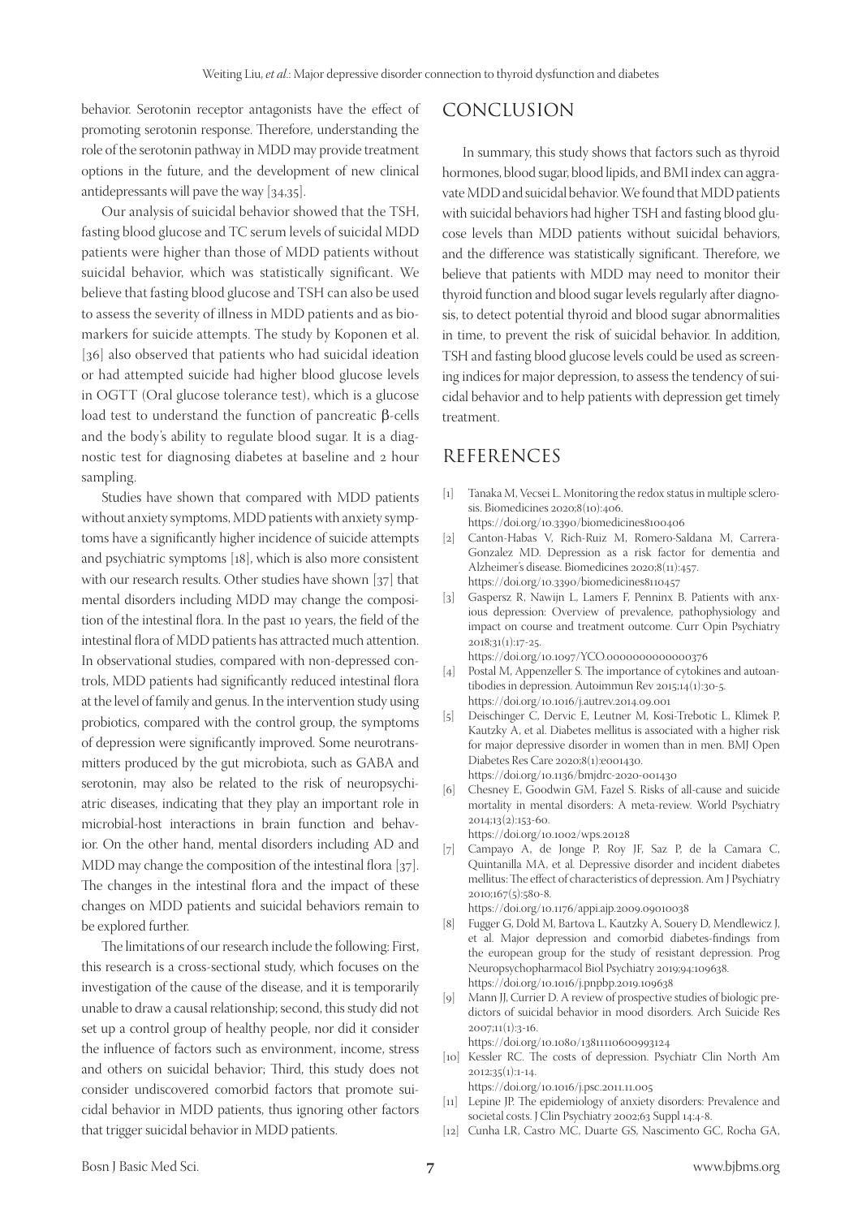behavior. Serotonin receptor antagonists have the effect of promoting serotonin response. Therefore, understanding the role of the serotonin pathway in MDD may provide treatment options in the future, and the development of new clinical antidepressants will pave the way [34,35].

Our analysis of suicidal behavior showed that the TSH, fasting blood glucose and TC serum levels of suicidal MDD patients were higher than those of MDD patients without suicidal behavior, which was statistically significant. We believe that fasting blood glucose and TSH can also be used to assess the severity of illness in MDD patients and as biomarkers for suicide attempts. The study by Koponen et al. [36] also observed that patients who had suicidal ideation or had attempted suicide had higher blood glucose levels in OGTT (Oral glucose tolerance test), which is a glucose load test to understand the function of pancreatic β-cells and the body's ability to regulate blood sugar. It is a diagnostic test for diagnosing diabetes at baseline and 2 hour sampling.

Studies have shown that compared with MDD patients without anxiety symptoms, MDD patients with anxiety symptoms have a significantly higher incidence of suicide attempts and psychiatric symptoms [18], which is also more consistent with our research results. Other studies have shown [37] that mental disorders including MDD may change the composition of the intestinal flora. In the past 10 years, the field of the intestinal flora of MDD patients has attracted much attention. In observational studies, compared with non-depressed controls, MDD patients had significantly reduced intestinal flora at the level of family and genus. In the intervention study using probiotics, compared with the control group, the symptoms of depression were significantly improved. Some neurotransmitters produced by the gut microbiota, such as GABA and serotonin, may also be related to the risk of neuropsychiatric diseases, indicating that they play an important role in microbial-host interactions in brain function and behavior. On the other hand, mental disorders including AD and MDD may change the composition of the intestinal flora [37]. The changes in the intestinal flora and the impact of these changes on MDD patients and suicidal behaviors remain to be explored further.

The limitations of our research include the following: First, this research is a cross-sectional study, which focuses on the investigation of the cause of the disease, and it is temporarily unable to draw a causal relationship; second, this study did not set up a control group of healthy people, nor did it consider the influence of factors such as environment, income, stress and others on suicidal behavior; Third, this study does not consider undiscovered comorbid factors that promote suicidal behavior in MDD patients, thus ignoring other factors that trigger suicidal behavior in MDD patients.

## CONCLUSION

In summary, this study shows that factors such as thyroid hormones, blood sugar, blood lipids, and BMI index can aggravate MDD and suicidal behavior. We found that MDD patients with suicidal behaviors had higher TSH and fasting blood glucose levels than MDD patients without suicidal behaviors, and the difference was statistically significant. Therefore, we believe that patients with MDD may need to monitor their thyroid function and blood sugar levels regularly after diagnosis, to detect potential thyroid and blood sugar abnormalities in time, to prevent the risk of suicidal behavior. In addition, TSH and fasting blood glucose levels could be used as screening indices for major depression, to assess the tendency of suicidal behavior and to help patients with depression get timely treatment.

## REFERENCES

[1] Tanaka M, Vecsei L. Monitoring the redox status in multiple sclerosis. Biomedicines 2020;8(10):406. https://doi.org/10.3390/biomedicines8100406

[2] Canton-Habas V, Rich-Ruiz M, Romero-Saldana M, Carrera-Gonzalez MD. Depression as a risk factor for dementia and Alzheimer's disease. Biomedicines 2020;8(11):457. https://doi.org/10.3390/biomedicines8110457

[3] Gaspersz R, Nawijn L, Lamers F, Penninx B. Patients with anxious depression: Overview of prevalence, pathophysiology and impact on course and treatment outcome. Curr Opin Psychiatry 2018;31(1):17-25. https://doi.org/10.1097/YCO.0000000000000376

[4] Postal M, Appenzeller S. The importance of cytokines and autoantibodies in depression. Autoimmun Rev 2015;14(1):30-5. https://doi.org/10.1016/j.autrev.2014.09.001

[5] Deischinger C, Dervic E, Leutner M, Kosi-Trebotic L, Klimek P, Kautzky A, et al. Diabetes mellitus is associated with a higher risk for major depressive disorder in women than in men. BMJ Open Diabetes Res Care 2020;8(1):e001430. https://doi.org/10.1136/bmjdrc-2020-001430

[6] Chesney E, Goodwin GM, Fazel S. Risks of all-cause and suicide mortality in mental disorders: A meta-review. World Psychiatry 2014;13(2):153-60. https://doi.org/10.1002/wps.20128

[7] Campayo A, de Jonge P, Roy JF, Saz P, de la Camara C, Quintanilla MA, et al. Depressive disorder and incident diabetes mellitus: The effect of characteristics of depression. Am J Psychiatry 2010;167(5):580-8. https://doi.org/10.1176/appi.ajp.2009.09010038

[8] Fugger G, Dold M, Bartova L, Kautzky A, Souery D, Mendlewicz J, et al. Major depression and comorbid diabetes-findings from the european group for the study of resistant depression. Prog Neuropsychopharmacol Biol Psychiatry 2019;94:109638. https://doi.org/10.1016/j.pnpbp.2019.109638

[9] Mann JJ, Currier D. A review of prospective studies of biologic predictors of suicidal behavior in mood disorders. Arch Suicide Res 2007;11(1):3-16. https://doi.org/10.1080/13811110600993124

[10] Kessler RC. The costs of depression. Psychiatr Clin North Am 2012;35(1):1-14. https://doi.org/10.1016/j.psc.2011.11.005

[11] Lepine JP. The epidemiology of anxiety disorders: Prevalence and societal costs. J Clin Psychiatry 2002;63 Suppl 14:4-8.

[12] Cunha LR, Castro MC, Duarte GS, Nascimento GC, Rocha GA,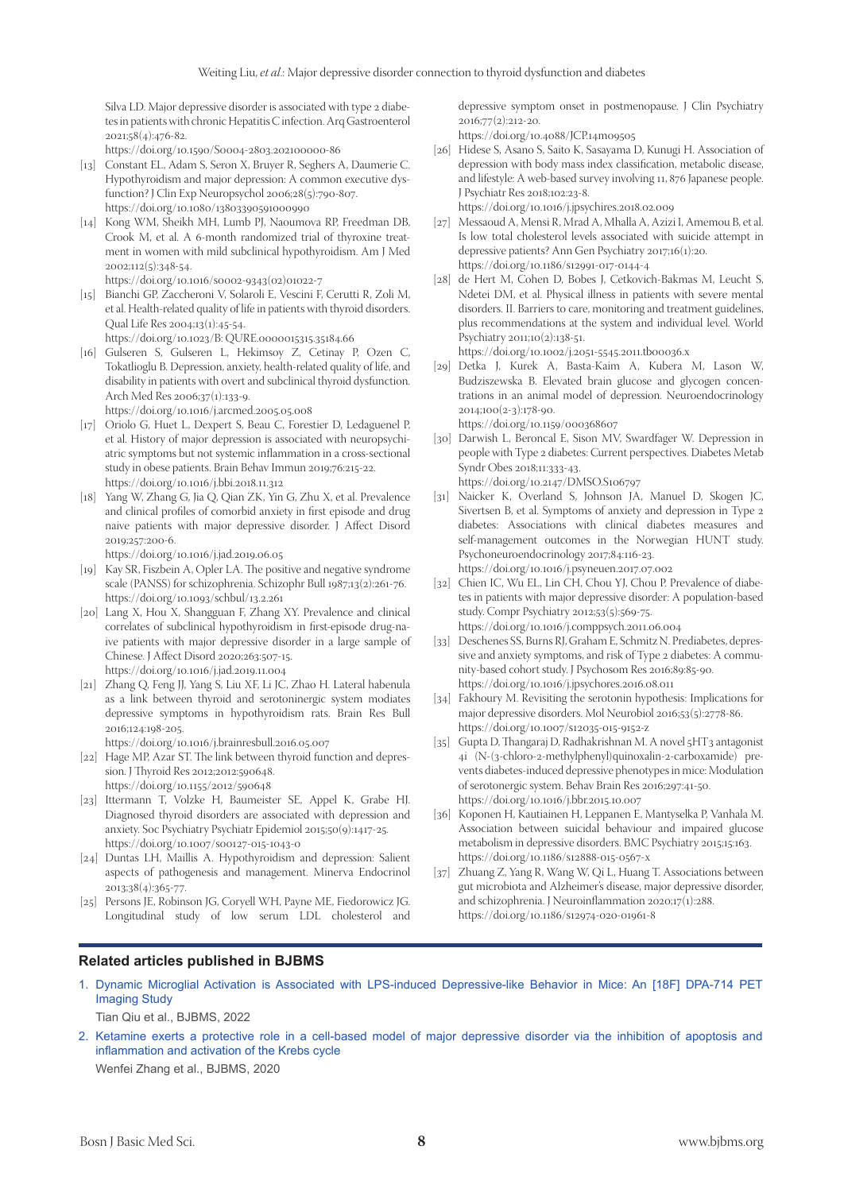Silva LD. Major depressive disorder is associated with type 2 diabetes in patients with chronic Hepatitis C infection. Arq Gastroenterol 2021;58(4):476-82.
https://doi.org/10.1590/S0004-2803.202100000-86

[13] Constant EL, Adam S, Seron X, Bruyer R, Seghers A, Daumerie C. Hypothyroidism and major depression: A common executive dysfunction? J Clin Exp Neuropsychol 2006;28(5):790-807.
https://doi.org/10.1080/13803390591000990

[14] Kong WM, Sheikh MH, Lumb PJ, Naoumova RP, Freedman DB, Crook M, et al. A 6-month randomized trial of thyroxine treatment in women with mild subclinical hypothyroidism. Am J Med 2002;112(5):348-54.
https://doi.org/10.1016/s0002-9343(02)01022-7

[15] Bianchi GP, Zaccheroni V, Solaroli E, Vescini F, Cerutti R, Zoli M, et al. Health-related quality of life in patients with thyroid disorders. Qual Life Res 2004;13(1):45-54.
https://doi.org/10.1023/B:QURE.0000015315.35184.66

[16] Gulseren S, Gulseren L, Hekimsoy Z, Cetinay P, Ozen C, Tokatlioglu B. Depression, anxiety, health-related quality of life, and disability in patients with overt and subclinical thyroid dysfunction. Arch Med Res 2006;37(1):133-9.
https://doi.org/10.1016/j.arcmed.2005.05.008

[17] Oriolo G, Huet L, Dexpert S, Beau C, Forestier D, Ledaguenel P, et al. History of major depression is associated with neuropsychiatric symptoms but not systemic inflammation in a cross-sectional study in obese patients. Brain Behav Immun 2019;76:215-22.
https://doi.org/10.1016/j.bbi.2018.11.312

[18] Yang W, Zhang G, Jia Q, Qian ZK, Yin G, Zhu X, et al. Prevalence and clinical profiles of comorbid anxiety in first episode and drug naive patients with major depressive disorder. J Affect Disord 2019;257:200-6.
https://doi.org/10.1016/j.jad.2019.06.05

[19] Kay SR, Fiszbein A, Opler LA. The positive and negative syndrome scale (PANSS) for schizophrenia. Schizophr Bull 1987;13(2):261-76.
https://doi.org/10.1093/schbul/13.2.261

[20] Lang X, Hou X, Shangguan F, Zhang XY. Prevalence and clinical correlates of subclinical hypothyroidism in first-episode drug-naive patients with major depressive disorder in a large sample of Chinese. J Affect Disord 2020;263:507-15.
https://doi.org/10.1016/j.jad.2019.11.004

[21] Zhang Q, Feng JJ, Yang S, Liu XF, Li JC, Zhao H. Lateral habenula as a link between thyroid and serotoninergic system modiates depressive symptoms in hypothyroidism rats. Brain Res Bull 2016;124:198-205.
https://doi.org/10.1016/j.brainresbull.2016.05.007

[22] Hage MP, Azar ST. The link between thyroid function and depression. J Thyroid Res 2012;2012:590648.
https://doi.org/10.1155/2012/590648

[23] Ittermann T, Volzke H, Baumeister SE, Appel K, Grabe HJ. Diagnosed thyroid disorders are associated with depression and anxiety. Soc Psychiatry Psychiatr Epidemiol 2015;50(9):1417-25.
https://doi.org/10.1007/s00127-015-1043-0

[24] Duntas LH, Maillis A. Hypothyroidism and depression: Salient aspects of pathogenesis and management. Minerva Endocrinol 2013;38(4):365-77.

[25] Persons JE, Robinson JG, Coryell WH, Payne ME, Fiedorowicz JG. Longitudinal study of low serum LDL cholesterol and depressive symptom onset in postmenopause. J Clin Psychiatry 2016;77(2):212-20.
https://doi.org/10.4088/JCP.14m09505

[26] Hidese S, Asano S, Saito K, Sasayama D, Kunugi H. Association of depression with body mass index classification, metabolic disease, and lifestyle: A web-based survey involving 11, 876 Japanese people. J Psychiatr Res 2018;102:23-8.
https://doi.org/10.1016/j.jpsychires.2018.02.009

[27] Messaoud A, Mensi R, Mrad A, Mhalla A, Azizi I, Amemou B, et al. Is low total cholesterol levels associated with suicide attempt in depressive patients? Ann Gen Psychiatry 2017;16(1):20.
https://doi.org/10.1186/s12991-017-0144-4

[28] de Hert M, Cohen D, Bobes J, Cetkovich-Bakmas M, Leucht S, Ndetei DM, et al. Physical illness in patients with severe mental disorders. II. Barriers to care, monitoring and treatment guidelines, plus recommendations at the system and individual level. World Psychiatry 2011;10(2):138-51.
https://doi.org/10.1002/j.2051-5545.2011.tb00036.x

[29] Detka J, Kurek A, Basta-Kaim A, Kubera M, Lason W, Budziszewska B. Elevated brain glucose and glycogen concentrations in an animal model of depression. Neuroendocrinology 2014;100(2-3):178-90.
https://doi.org/10.1159/000368607

[30] Darwish L, Beroncal E, Sison MV, Swardfager W. Depression in people with Type 2 diabetes: Current perspectives. Diabetes Metab Syndr Obes 2018;11:333-43.
https://doi.org/10.2147/DMSO.S106797

[31] Naicker K, Overland S, Johnson JA, Manuel D, Skogen JC, Sivertsen B, et al. Symptoms of anxiety and depression in Type 2 diabetes: Associations with clinical diabetes measures and self-management outcomes in the Norwegian HUNT study. Psychoneuroendocrinology 2017;84:116-23.
https://doi.org/10.1016/j.psyneuen.2017.07.002

[32] Chien IC, Wu EL, Lin CH, Chou YJ, Chou P. Prevalence of diabetes in patients with major depressive disorder: A population-based study. Compr Psychiatry 2012;53(5):569-75.
https://doi.org/10.1016/j.comppsych.2011.06.004

[33] Deschenes SS, Burns RJ, Graham E, Schmitz N. Prediabetes, depressive and anxiety symptoms, and risk of Type 2 diabetes: A community-based cohort study. J Psychosom Res 2016;89:85-90.
https://doi.org/10.1016/j.jpsychores.2016.08.011

[34] Fakhoury M. Revisiting the serotonin hypothesis: Implications for major depressive disorders. Mol Neurobiol 2016;53(5):2778-86.
https://doi.org/10.1007/s12035-015-9152-z

[35] Gupta D, Thangaraj D, Radhakrishnan M. A novel 5HT3 antagonist 4i (N-(3-chloro-2-methylphenyl)quinoxalin-2-carboxamide) prevents diabetes-induced depressive phenotypes in mice: Modulation of serotonergic system. Behav Brain Res 2016;297:41-50.
https://doi.org/10.1016/j.bbr.2015.10.007

[36] Koponen H, Kautiainen H, Leppanen E, Mantyselka P, Vanhala M. Association between suicidal behaviour and impaired glucose metabolism in depressive disorders. BMC Psychiatry 2015;15:163.
https://doi.org/10.1186/s12888-015-0567-x

[37] Zhuang Z, Yang R, Wang W, Qi L, Huang T. Associations between gut microbiota and Alzheimer's disease, major depressive disorder, and schizophrenia. J Neuroinflammation 2020;17(1):288.
https://doi.org/10.1186/s12974-020-01961-8

## Related articles published in BJBMS

1. Dynamic Microglial Activation is Associated with LPS-induced Depressive-like Behavior in Mice: An [18F] DPA-714 PET Imaging Study

   Tian Qiu et al., BJBMS, 2022

2. Ketamine exerts a protective role in a cell-based model of major depressive disorder via the inhibition of apoptosis and inflammation and activation of the Krebs cycle

   Wenfei Zhang et al., BJBMS, 2020